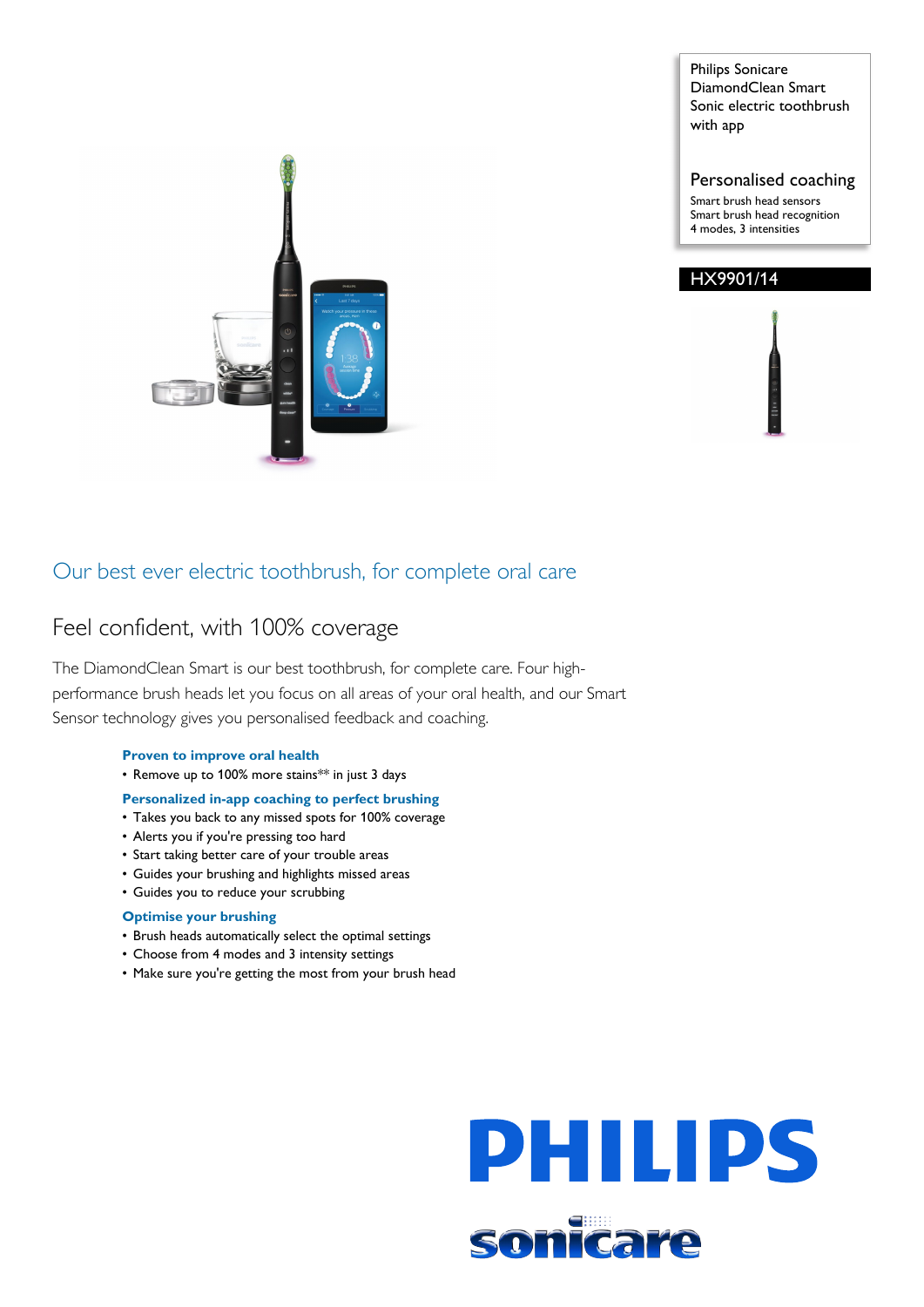Philips Sonicare DiamondClean Smart Sonic electric toothbrush with app

## Personalised coaching

Smart brush head sensors
Smart brush head recognition
4 modes, 3 intensities

HX9901/14

# Our best ever electric toothbrush, for complete oral care

## Feel confident, with 100% coverage

The DiamondClean Smart is our best toothbrush, for complete care. Four high-performance brush heads let you focus on all areas of your oral health, and our Smart Sensor technology gives you personalised feedback and coaching.

**Proven to improve oral health**

- Remove up to 100% more stains** in just 3 days

**Personalized in-app coaching to perfect brushing**

- Takes you back to any missed spots for 100% coverage
- Alerts you if you're pressing too hard
- Start taking better care of your trouble areas
- Guides your brushing and highlights missed areas
- Guides you to reduce your scrubbing

**Optimise your brushing**

- Brush heads automatically select the optimal settings
- Choose from 4 modes and 3 intensity settings
- Make sure you're getting the most from your brush head

PHILIPS
sonicare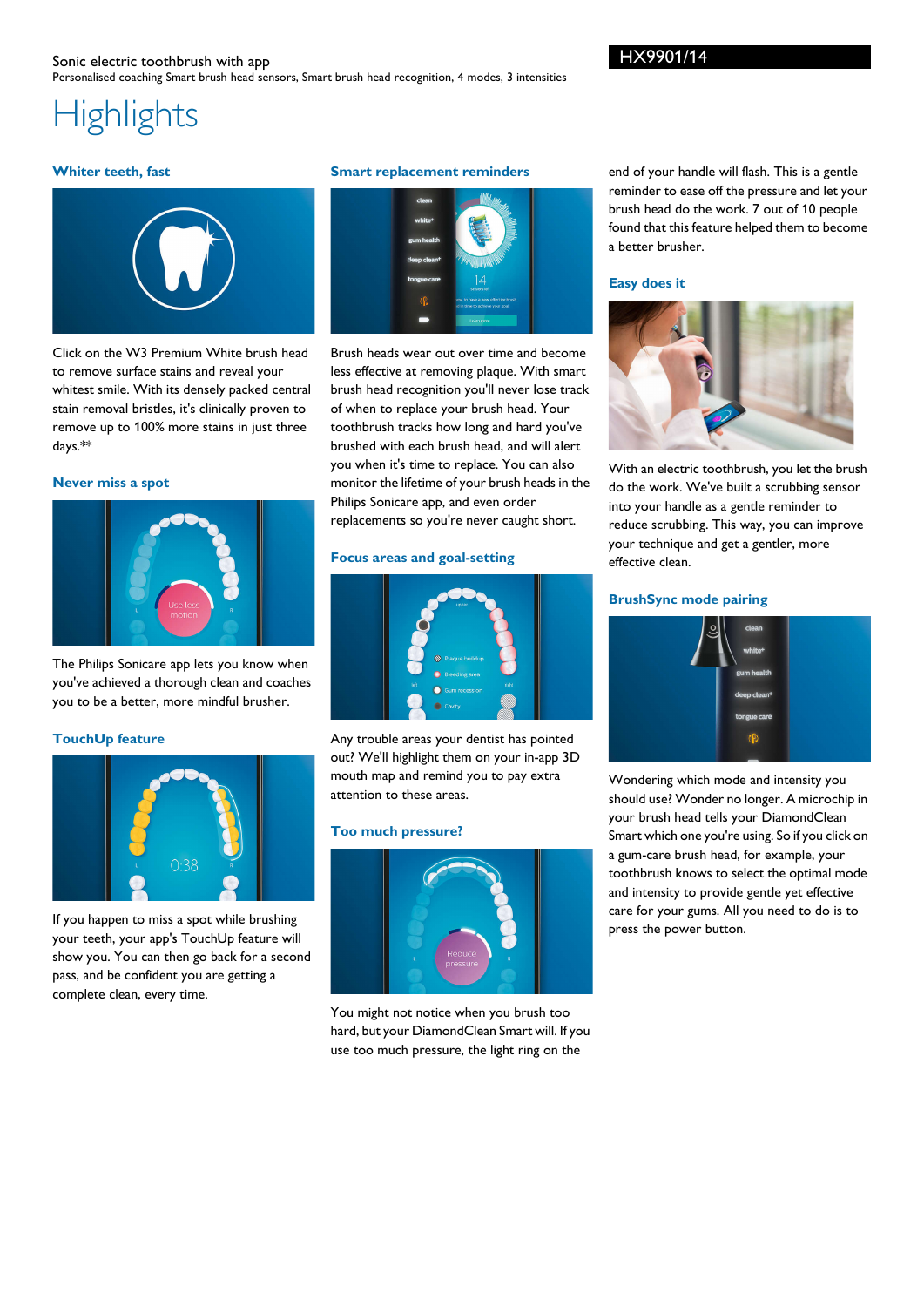Sonic electric toothbrush with app

Personalised coaching Smart brush head sensors, Smart brush head recognition, 4 modes, 3 intensities

HX9901/14

# Highlights

### Whiter teeth, fast

Click on the W3 Premium White brush head to remove surface stains and reveal your whitest smile. With its densely packed central stain removal bristles, it's clinically proven to remove up to 100% more stains in just three days.**

### Never miss a spot

The Philips Sonicare app lets you know when you've achieved a thorough clean and coaches you to be a better, more mindful brusher.

### TouchUp feature

If you happen to miss a spot while brushing your teeth, your app's TouchUp feature will show you. You can then go back for a second pass, and be confident you are getting a complete clean, every time.

### Smart replacement reminders

Brush heads wear out over time and become less effective at removing plaque. With smart brush head recognition you'll never lose track of when to replace your brush head. Your toothbrush tracks how long and hard you've brushed with each brush head, and will alert you when it's time to replace. You can also monitor the lifetime of your brush heads in the Philips Sonicare app, and even order replacements so you're never caught short.

### Focus areas and goal-setting

Any trouble areas your dentist has pointed out? We'll highlight them on your in-app 3D mouth map and remind you to pay extra attention to these areas.

### Too much pressure?

You might not notice when you brush too hard, but your DiamondClean Smart will. If you use too much pressure, the light ring on the end of your handle will flash. This is a gentle reminder to ease off the pressure and let your brush head do the work. 7 out of 10 people found that this feature helped them to become a better brusher.

### Easy does it

With an electric toothbrush, you let the brush do the work. We've built a scrubbing sensor into your handle as a gentle reminder to reduce scrubbing. This way, you can improve your technique and get a gentler, more effective clean.

### BrushSync mode pairing

Wondering which mode and intensity you should use? Wonder no longer. A microchip in your brush head tells your DiamondClean Smart which one you're using. So if you click on a gum-care brush head, for example, your toothbrush knows to select the optimal mode and intensity to provide gentle yet effective care for your gums. All you need to do is to press the power button.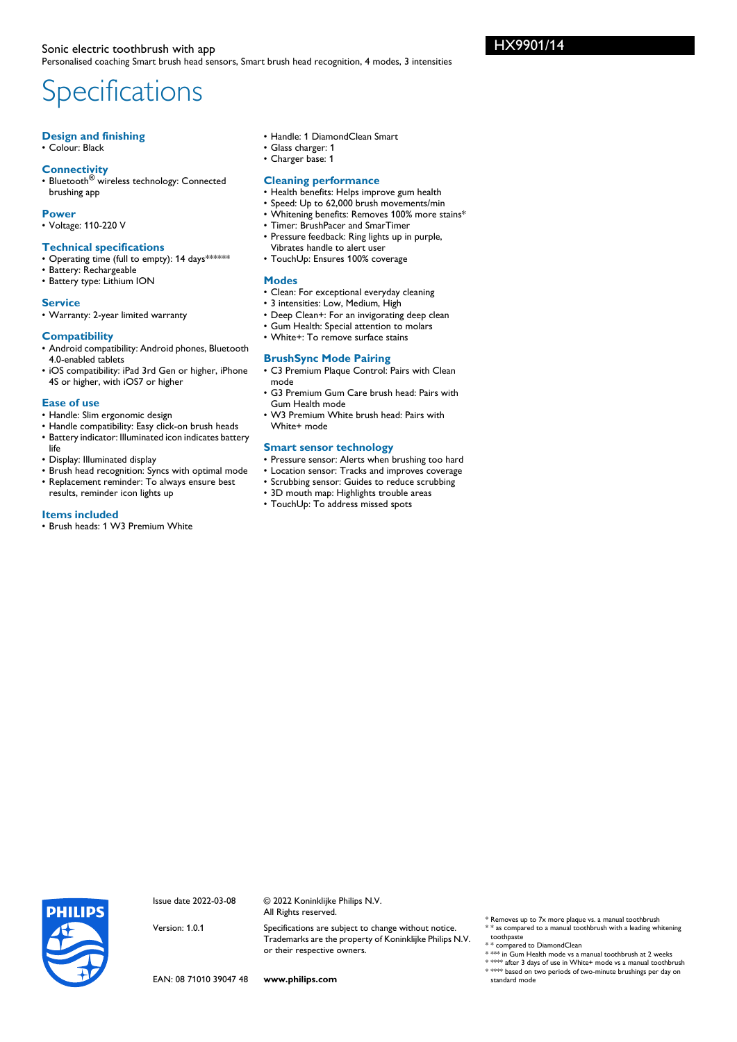Sonic electric toothbrush with app

Personalised coaching Smart brush head sensors, Smart brush head recognition, 4 modes, 3 intensities

HX9901/14

# Specifications

### Design and finishing
- Colour: Black

### Connectivity
- Bluetooth® wireless technology: Connected brushing app

### Power
- Voltage: 110-220 V

### Technical specifications
- Operating time (full to empty): 14 days******
- Battery: Rechargeable
- Battery type: Lithium ION

### Service
- Warranty: 2-year limited warranty

### Compatibility
- Android compatibility: Android phones, Bluetooth 4.0-enabled tablets
- iOS compatibility: iPad 3rd Gen or higher, iPhone 4S or higher, with iOS7 or higher

### Ease of use
- Handle: Slim ergonomic design
- Handle compatibility: Easy click-on brush heads
- Battery indicator: Illuminated icon indicates battery life
- Display: Illuminated display
- Brush head recognition: Syncs with optimal mode
- Replacement reminder: To always ensure best results, reminder icon lights up

### Items included
- Brush heads: 1 W3 Premium White
- Handle: 1 DiamondClean Smart
- Glass charger: 1
- Charger base: 1

### Cleaning performance
- Health benefits: Helps improve gum health
- Speed: Up to 62,000 brush movements/min
- Whitening benefits: Removes 100% more stains*
- Timer: BrushPacer and SmarTimer
- Pressure feedback: Ring lights up in purple, Vibrates handle to alert user
- TouchUp: Ensures 100% coverage

### Modes
- Clean: For exceptional everyday cleaning
- 3 intensities: Low, Medium, High
- Deep Clean+: For an invigorating deep clean
- Gum Health: Special attention to molars
- White+: To remove surface stains

### BrushSync Mode Pairing
- C3 Premium Plaque Control: Pairs with Clean mode
- G3 Premium Gum Care brush head: Pairs with Gum Health mode
- W3 Premium White brush head: Pairs with White+ mode

### Smart sensor technology
- Pressure sensor: Alerts when brushing too hard
- Location sensor: Tracks and improves coverage
- Scrubbing sensor: Guides to reduce scrubbing
- 3D mouth map: Highlights trouble areas
- TouchUp: To address missed spots

Issue date 2022-03-08

Version: 1.0.1

EAN: 08 71010 39047 48

© 2022 Koninklijke Philips N.V.
All Rights reserved.

Specifications are subject to change without notice. Trademarks are the property of Koninklijke Philips N.V. or their respective owners.

**www.philips.com**

\* Removes up to 7x more plaque vs. a manual toothbrush
\* \* as compared to a manual toothbrush with a leading whitening toothpaste
\* \* compared to DiamondClean
\* \*\*\* in Gum Health mode vs a manual toothbrush at 2 weeks
\* \*\*\*\* after 3 days of use in White+ mode vs a manual toothbrush
\* \*\*\*\* based on two periods of two-minute brushings per day on standard mode